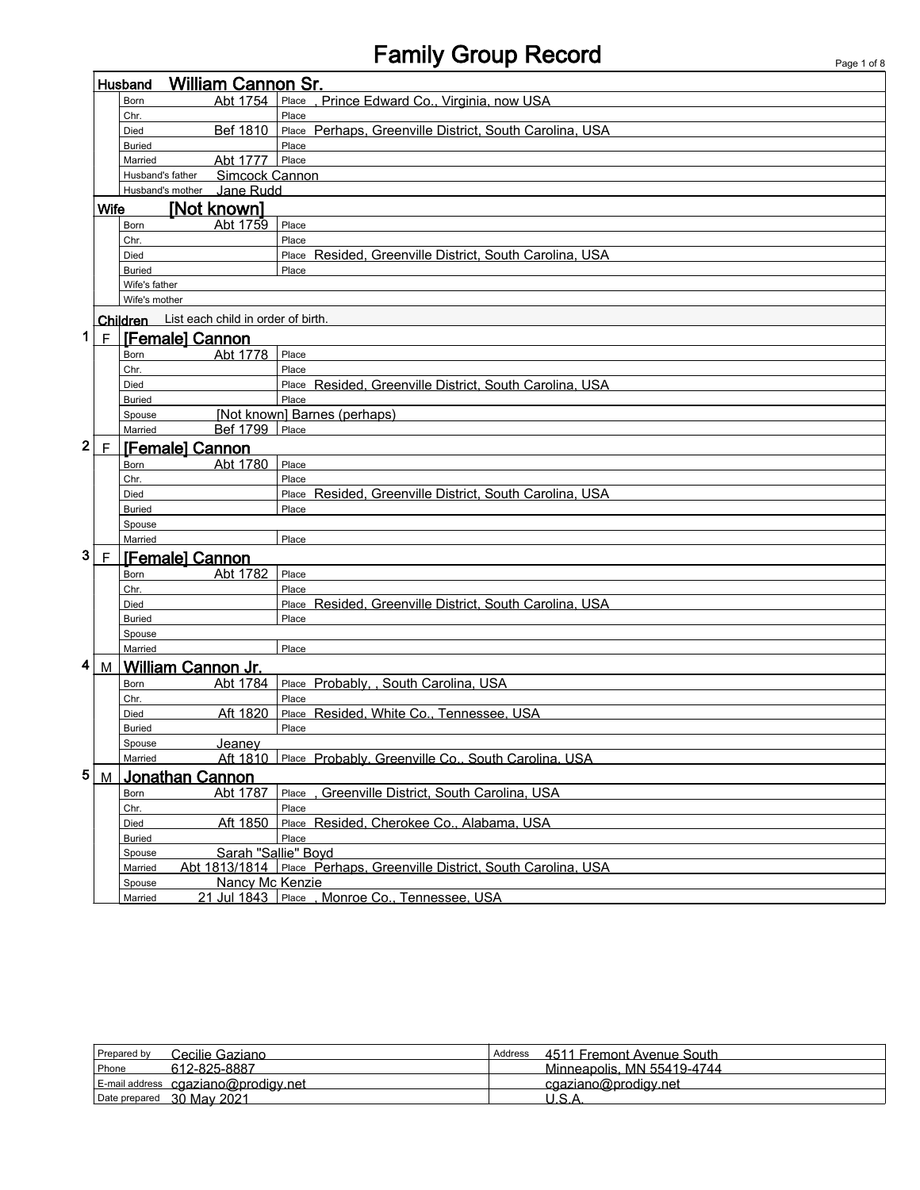# Family Group Record

## Husband William Cannon Sr.

| | | |
|---|---|---|
| Born | Abt 1754 | Place , Prince Edward Co., Virginia, now USA |
| Chr. | | Place |
| Died | Bef 1810 | Place Perhaps, Greenville District, South Carolina, USA |
| Buried | | Place |
| Married | Abt 1777 | Place |
| Husband's father | Simcock Cannon | |
| Husband's mother | Jane Rudd | |

## Wife [Not known]

| | | |
|---|---|---|
| Born | Abt 1759 | Place |
| Chr. | | Place |
| Died | | Place Resided, Greenville District, South Carolina, USA |
| Buried | | Place |
| Wife's father | | |
| Wife's mother | | |

## Children

List each child in order of birth.

### 1 F [Female] Cannon

| | | |
|---|---|---|
| Born | Abt 1778 | Place |
| Chr. | | Place |
| Died | | Place Resided, Greenville District, South Carolina, USA |
| Buried | | Place |
| Spouse | [Not known] Barnes (perhaps) | |
| Married | Bef 1799 | Place |

### 2 F [Female] Cannon

| | | |
|---|---|---|
| Born | Abt 1780 | Place |
| Chr. | | Place |
| Died | | Place Resided, Greenville District, South Carolina, USA |
| Buried | | Place |
| Spouse | | |
| Married | | Place |

### 3 F [Female] Cannon

| | | |
|---|---|---|
| Born | Abt 1782 | Place |
| Chr. | | Place |
| Died | | Place Resided, Greenville District, South Carolina, USA |
| Buried | | Place |
| Spouse | | |
| Married | | Place |

### 4 M William Cannon Jr.

| | | |
|---|---|---|
| Born | Abt 1784 | Place Probably, , South Carolina, USA |
| Chr. | | Place |
| Died | Aft 1820 | Place Resided, White Co., Tennessee, USA |
| Buried | | Place |
| Spouse | Jeaney | |
| Married | Aft 1810 | Place Probably, Greenville Co., South Carolina, USA |

### 5 M Jonathan Cannon

| | | |
|---|---|---|
| Born | Abt 1787 | Place , Greenville District, South Carolina, USA |
| Chr. | | Place |
| Died | Aft 1850 | Place Resided, Cherokee Co., Alabama, USA |
| Buried | | Place |
| Spouse | Sarah "Sallie" Boyd | |
| Married | Abt 1813/1814 | Place Perhaps, Greenville District, South Carolina, USA |
| Spouse | Nancy Mc Kenzie | |
| Married | 21 Jul 1843 | Place , Monroe Co., Tennessee, USA |

| | | | |
|---|---|---|---|
| Prepared by | Cecilie Gaziano | Address | 4511 Fremont Avenue South |
| Phone | 612-825-8887 | | Minneapolis, MN 55419-4744 |
| E-mail address | cgaziano@prodigy.net | | cgaziano@prodigy.net |
| Date prepared | 30 May 2021 | | U.S.A. |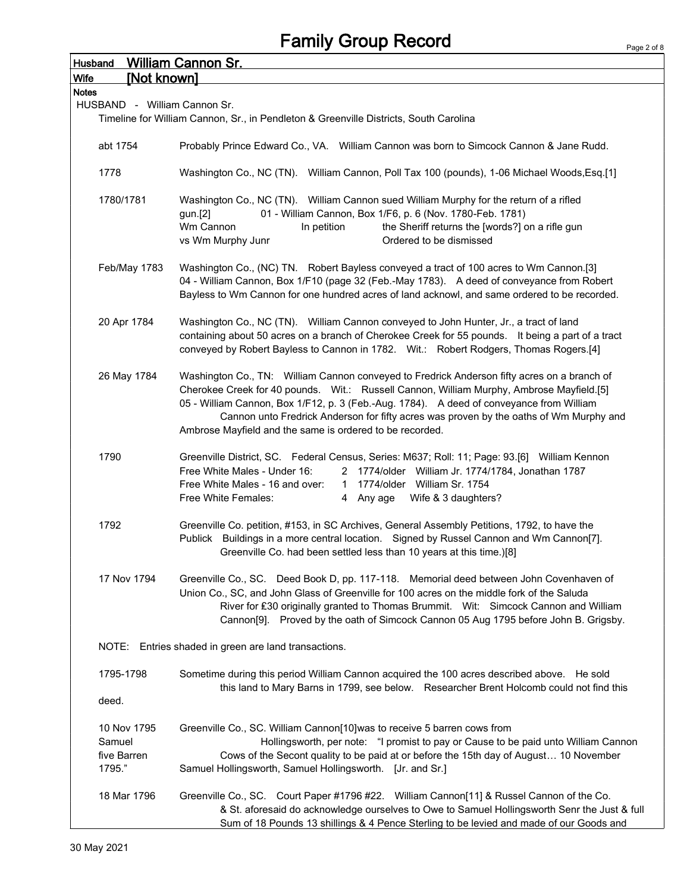# Family Group Record

**Husband** William Cannon Sr.

**Wife** [Not known]

**Notes**

HUSBAND - William Cannon Sr.

Timeline for William Cannon, Sr., in Pendleton & Greenville Districts, South Carolina

abt 1754 — Probably Prince Edward Co., VA. William Cannon was born to Simcock Cannon & Jane Rudd.

1778 — Washington Co., NC (TN). William Cannon, Poll Tax 100 (pounds), 1-06 Michael Woods,Esq.[1]

1780/1781 — Washington Co., NC (TN). William Cannon sued William Murphy for the return of a rifled gun.[2] 01 - William Cannon, Box 1/F6, p. 6 (Nov. 1780-Feb. 1781)
Wm Cannon vs Wm Murphy Junr — In petition — the Sheriff returns the [words?] on a rifle gun. Ordered to be dismissed

Feb/May 1783 — Washington Co., (NC) TN. Robert Bayless conveyed a tract of 100 acres to Wm Cannon.[3] 04 - William Cannon, Box 1/F10 (page 32 (Feb.-May 1783). A deed of conveyance from Robert Bayless to Wm Cannon for one hundred acres of land acknowl, and same ordered to be recorded.

20 Apr 1784 — Washington Co., NC (TN). William Cannon conveyed to John Hunter, Jr., a tract of land containing about 50 acres on a branch of Cherokee Creek for 55 pounds. It being a part of a tract conveyed by Robert Bayless to Cannon in 1782. Wit.: Robert Rodgers, Thomas Rogers.[4]

26 May 1784 — Washington Co., TN: William Cannon conveyed to Fredrick Anderson fifty acres on a branch of Cherokee Creek for 40 pounds. Wit.: Russell Cannon, William Murphy, Ambrose Mayfield.[5] 05 - William Cannon, Box 1/F12, p. 3 (Feb.-Aug. 1784). A deed of conveyance from William Cannon unto Fredrick Anderson for fifty acres was proven by the oaths of Wm Murphy and Ambrose Mayfield and the same is ordered to be recorded.

1790 — Greenville District, SC. Federal Census, Series: M637; Roll: 11; Page: 93.[6] William Kennon

| | | | |
|---|---|---|---|
| Free White Males - Under 16: | 2 | 1774/older | William Jr. 1774/1784, Jonathan 1787 |
| Free White Males - 16 and over: | 1 | 1774/older | William Sr. 1754 |
| Free White Females: | 4 | Any age | Wife & 3 daughters? |

1792 — Greenville Co. petition, #153, in SC Archives, General Assembly Petitions, 1792, to have the Publick Buildings in a more central location. Signed by Russel Cannon and Wm Cannon[7]. Greenville Co. had been settled less than 10 years at this time.)[8]

17 Nov 1794 — Greenville Co., SC. Deed Book D, pp. 117-118. Memorial deed between John Covenhaven of Union Co., SC, and John Glass of Greenville for 100 acres on the middle fork of the Saluda River for £30 originally granted to Thomas Brummit. Wit: Simcock Cannon and William Cannon[9]. Proved by the oath of Simcock Cannon 05 Aug 1795 before John B. Grigsby.

NOTE: Entries shaded in green are land transactions.

1795-1798 — Sometime during this period William Cannon acquired the 100 acres described above. He sold this land to Mary Barns in 1799, see below. Researcher Brent Holcomb could not find this deed.

10 Nov 1795 — Greenville Co., SC. William Cannon[10]was to receive 5 barren cows from Samuel Hollingsworth, per note: "I promist to pay or Cause to be paid unto William Cannon five Barren Cows of the Secont quality to be paid at or before the 15th day of August… 10 November 1795." Samuel Hollingsworth, Samuel Hollingsworth. [Jr. and Sr.]

18 Mar 1796 — Greenville Co., SC. Court Paper #1796 #22. William Cannon[11] & Russel Cannon of the Co. & St. aforesaid do acknowledge ourselves to Owe to Samuel Hollingsworth Senr the Just & full Sum of 18 Pounds 13 shillings & 4 Pence Sterling to be levied and made of our Goods and

30 May 2021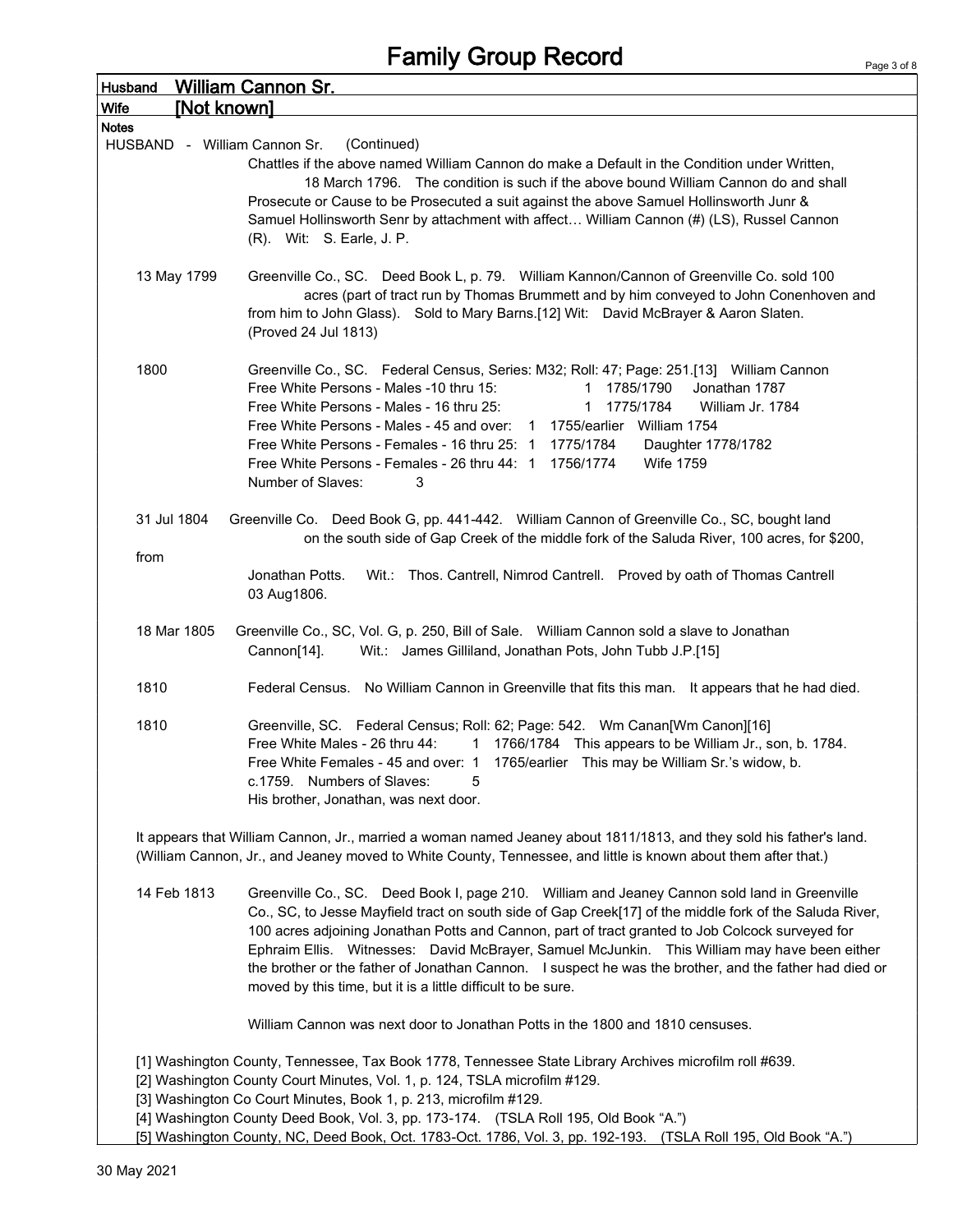# Family Group Record

**Husband** William Cannon Sr.

**Wife** [Not known]

**Notes**

HUSBAND - William Cannon Sr. (Continued)

Chattles if the above named William Cannon do make a Default in the Condition under Written, 18 March 1796. The condition is such if the above bound William Cannon do and shall Prosecute or Cause to be Prosecuted a suit against the above Samuel Hollinsworth Junr & Samuel Hollinsworth Senr by attachment with affect… William Cannon (#) (LS), Russel Cannon (R). Wit: S. Earle, J. P.

13 May 1799 Greenville Co., SC. Deed Book L, p. 79. William Kannon/Cannon of Greenville Co. sold 100 acres (part of tract run by Thomas Brummett and by him conveyed to John Conenhoven and from him to John Glass). Sold to Mary Barns.[12] Wit: David McBrayer & Aaron Slaten. (Proved 24 Jul 1813)

1800 Greenville Co., SC. Federal Census, Series: M32; Roll: 47; Page: 251.[13] William Cannon

| | | | |
|---|---|---|---|
| Free White Persons - Males -10 thru 15: | 1 | 1785/1790 | Jonathan 1787 |
| Free White Persons - Males - 16 thru 25: | 1 | 1775/1784 | William Jr. 1784 |
| Free White Persons - Males - 45 and over: | 1 | 1755/earlier | William 1754 |
| Free White Persons - Females - 16 thru 25: | 1 | 1775/1784 | Daughter 1778/1782 |
| Free White Persons - Females - 26 thru 44: | 1 | 1756/1774 | Wife 1759 |
| Number of Slaves: | 3 | | |

31 Jul 1804 Greenville Co. Deed Book G, pp. 441-442. William Cannon of Greenville Co., SC, bought land on the south side of Gap Creek of the middle fork of the Saluda River, 100 acres, for $200, from Jonathan Potts. Wit.: Thos. Cantrell, Nimrod Cantrell. Proved by oath of Thomas Cantrell 03 Aug1806.

18 Mar 1805 Greenville Co., SC, Vol. G, p. 250, Bill of Sale. William Cannon sold a slave to Jonathan Cannon[14]. Wit.: James Gilliland, Jonathan Pots, John Tubb J.P.[15]

1810 Federal Census. No William Cannon in Greenville that fits this man. It appears that he had died.

1810 Greenville, SC. Federal Census; Roll: 62; Page: 542. Wm Canan[Wm Canon][16]
Free White Males - 26 thru 44: 1 1766/1784 This appears to be William Jr., son, b. 1784.
Free White Females - 45 and over: 1 1765/earlier This may be William Sr.'s widow, b. c.1759. Numbers of Slaves: 5
His brother, Jonathan, was next door.

It appears that William Cannon, Jr., married a woman named Jeaney about 1811/1813, and they sold his father's land. (William Cannon, Jr., and Jeaney moved to White County, Tennessee, and little is known about them after that.)

14 Feb 1813 Greenville Co., SC. Deed Book I, page 210. William and Jeaney Cannon sold land in Greenville Co., SC, to Jesse Mayfield tract on south side of Gap Creek[17] of the middle fork of the Saluda River, 100 acres adjoining Jonathan Potts and Cannon, part of tract granted to Job Colcock surveyed for Ephraim Ellis. Witnesses: David McBrayer, Samuel McJunkin. This William may have been either the brother or the father of Jonathan Cannon. I suspect he was the brother, and the father had died or moved by this time, but it is a little difficult to be sure.

William Cannon was next door to Jonathan Potts in the 1800 and 1810 censuses.

[1] Washington County, Tennessee, Tax Book 1778, Tennessee State Library Archives microfilm roll #639.
[2] Washington County Court Minutes, Vol. 1, p. 124, TSLA microfilm #129.
[3] Washington Co Court Minutes, Book 1, p. 213, microfilm #129.
[4] Washington County Deed Book, Vol. 3, pp. 173-174. (TSLA Roll 195, Old Book "A.")
[5] Washington County, NC, Deed Book, Oct. 1783-Oct. 1786, Vol. 3, pp. 192-193. (TSLA Roll 195, Old Book "A.")

30 May 2021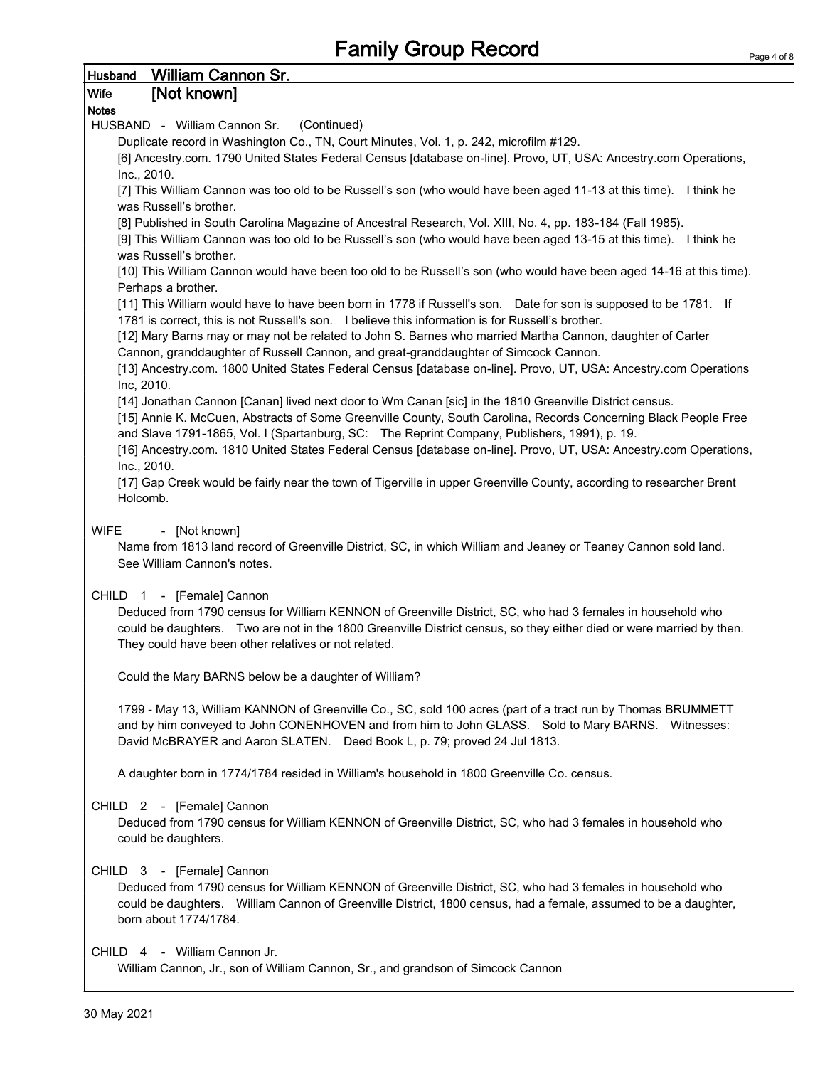# Family Group Record

**Husband** William Cannon Sr.

**Wife** [Not known]

**Notes**

HUSBAND - William Cannon Sr. (Continued)

Duplicate record in Washington Co., TN, Court Minutes, Vol. 1, p. 242, microfilm #129.

[6] Ancestry.com. 1790 United States Federal Census [database on-line]. Provo, UT, USA: Ancestry.com Operations, Inc., 2010.

[7] This William Cannon was too old to be Russell's son (who would have been aged 11-13 at this time). I think he was Russell's brother.

[8] Published in South Carolina Magazine of Ancestral Research, Vol. XIII, No. 4, pp. 183-184 (Fall 1985).

[9] This William Cannon was too old to be Russell's son (who would have been aged 13-15 at this time). I think he was Russell's brother.

[10] This William Cannon would have been too old to be Russell's son (who would have been aged 14-16 at this time). Perhaps a brother.

[11] This William would have to have been born in 1778 if Russell's son. Date for son is supposed to be 1781. If 1781 is correct, this is not Russell's son. I believe this information is for Russell's brother.

[12] Mary Barns may or may not be related to John S. Barnes who married Martha Cannon, daughter of Carter Cannon, granddaughter of Russell Cannon, and great-granddaughter of Simcock Cannon.

[13] Ancestry.com. 1800 United States Federal Census [database on-line]. Provo, UT, USA: Ancestry.com Operations Inc, 2010.

[14] Jonathan Cannon [Canan] lived next door to Wm Canan [sic] in the 1810 Greenville District census.

[15] Annie K. McCuen, Abstracts of Some Greenville County, South Carolina, Records Concerning Black People Free and Slave 1791-1865, Vol. I (Spartanburg, SC: The Reprint Company, Publishers, 1991), p. 19.

[16] Ancestry.com. 1810 United States Federal Census [database on-line]. Provo, UT, USA: Ancestry.com Operations, Inc., 2010.

[17] Gap Creek would be fairly near the town of Tigerville in upper Greenville County, according to researcher Brent Holcomb.

WIFE - [Not known]

Name from 1813 land record of Greenville District, SC, in which William and Jeaney or Teaney Cannon sold land. See William Cannon's notes.

CHILD 1 - [Female] Cannon

Deduced from 1790 census for William KENNON of Greenville District, SC, who had 3 females in household who could be daughters. Two are not in the 1800 Greenville District census, so they either died or were married by then. They could have been other relatives or not related.

Could the Mary BARNS below be a daughter of William?

1799 - May 13, William KANNON of Greenville Co., SC, sold 100 acres (part of a tract run by Thomas BRUMMETT and by him conveyed to John CONENHOVEN and from him to John GLASS. Sold to Mary BARNS. Witnesses: David McBRAYER and Aaron SLATEN. Deed Book L, p. 79; proved 24 Jul 1813.

A daughter born in 1774/1784 resided in William's household in 1800 Greenville Co. census.

CHILD 2 - [Female] Cannon

Deduced from 1790 census for William KENNON of Greenville District, SC, who had 3 females in household who could be daughters.

CHILD 3 - [Female] Cannon

Deduced from 1790 census for William KENNON of Greenville District, SC, who had 3 females in household who could be daughters. William Cannon of Greenville District, 1800 census, had a female, assumed to be a daughter, born about 1774/1784.

CHILD 4 - William Cannon Jr.

William Cannon, Jr., son of William Cannon, Sr., and grandson of Simcock Cannon

30 May 2021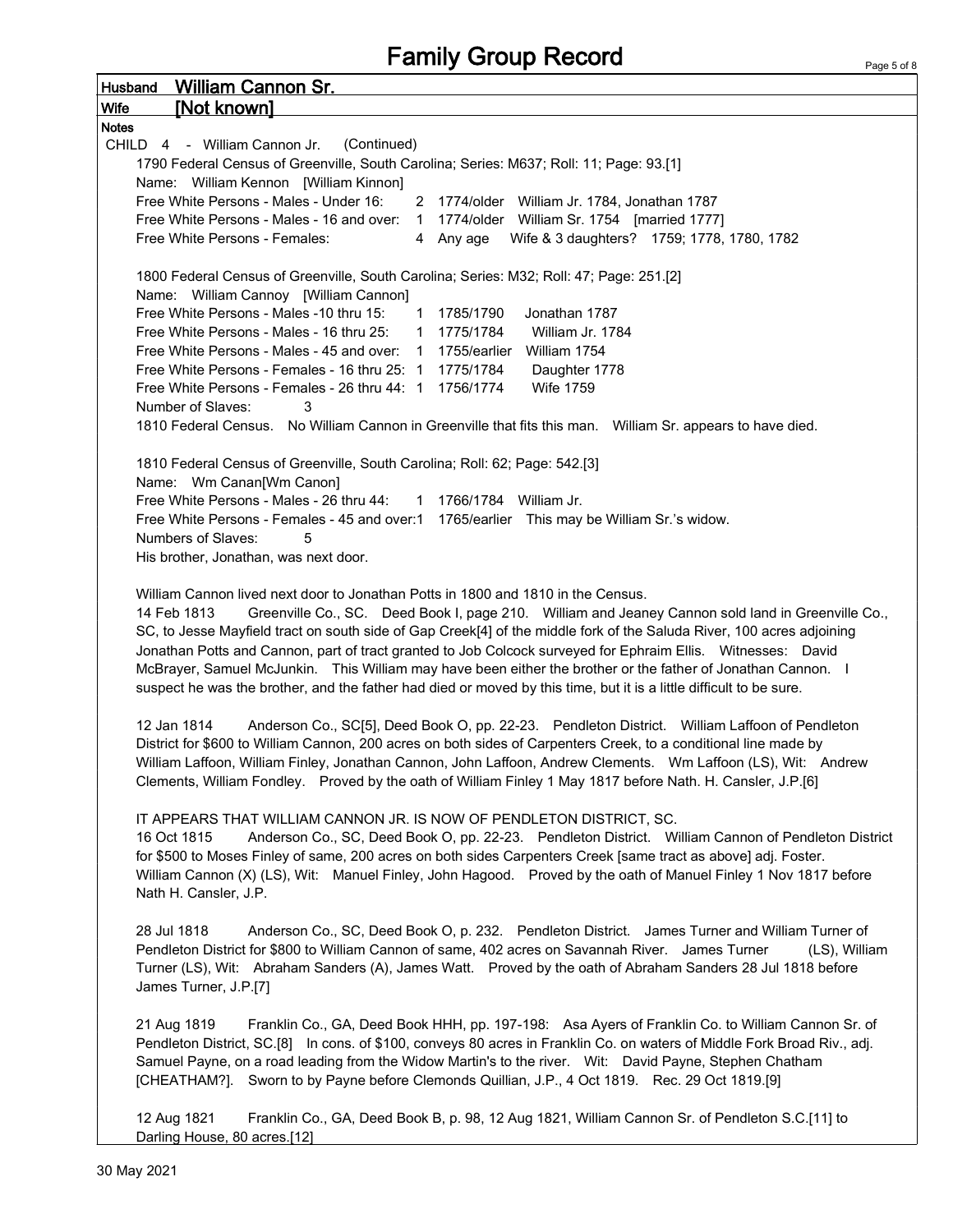# Family Group Record

**Husband** William Cannon Sr.

**Wife** [Not known]

**Notes**

CHILD 4 - William Cannon Jr. (Continued)

1790 Federal Census of Greenville, South Carolina; Series: M637; Roll: 11; Page: 93.[1]
Name: William Kennon [William Kinnon]
Free White Persons - Males - Under 16: 2 1774/older William Jr. 1784, Jonathan 1787
Free White Persons - Males - 16 and over: 1 1774/older William Sr. 1754 [married 1777]
Free White Persons - Females: 4 Any age Wife & 3 daughters? 1759; 1778, 1780, 1782

1800 Federal Census of Greenville, South Carolina; Series: M32; Roll: 47; Page: 251.[2]
Name: William Cannoy [William Cannon]
Free White Persons - Males -10 thru 15: 1 1785/1790 Jonathan 1787
Free White Persons - Males - 16 thru 25: 1 1775/1784 William Jr. 1784
Free White Persons - Males - 45 and over: 1 1755/earlier William 1754
Free White Persons - Females - 16 thru 25: 1 1775/1784 Daughter 1778
Free White Persons - Females - 26 thru 44: 1 1756/1774 Wife 1759
Number of Slaves: 3
1810 Federal Census. No William Cannon in Greenville that fits this man. William Sr. appears to have died.

1810 Federal Census of Greenville, South Carolina; Roll: 62; Page: 542.[3]
Name: Wm Canan[Wm Canon]
Free White Persons - Males - 26 thru 44: 1 1766/1784 William Jr.
Free White Persons - Females - 45 and over:1 1765/earlier This may be William Sr.'s widow.
Numbers of Slaves: 5
His brother, Jonathan, was next door.

William Cannon lived next door to Jonathan Potts in 1800 and 1810 in the Census.
14 Feb 1813 Greenville Co., SC. Deed Book I, page 210. William and Jeaney Cannon sold land in Greenville Co., SC, to Jesse Mayfield tract on south side of Gap Creek[4] of the middle fork of the Saluda River, 100 acres adjoining Jonathan Potts and Cannon, part of tract granted to Job Colcock surveyed for Ephraim Ellis. Witnesses: David McBrayer, Samuel McJunkin. This William may have been either the brother or the father of Jonathan Cannon. I suspect he was the brother, and the father had died or moved by this time, but it is a little difficult to be sure.

12 Jan 1814 Anderson Co., SC[5], Deed Book O, pp. 22-23. Pendleton District. William Laffoon of Pendleton District for $600 to William Cannon, 200 acres on both sides of Carpenters Creek, to a conditional line made by William Laffoon, William Finley, Jonathan Cannon, John Laffoon, Andrew Clements. Wm Laffoon (LS), Wit: Andrew Clements, William Fondley. Proved by the oath of William Finley 1 May 1817 before Nath. H. Cansler, J.P.[6]

IT APPEARS THAT WILLIAM CANNON JR. IS NOW OF PENDLETON DISTRICT, SC.
16 Oct 1815 Anderson Co., SC, Deed Book O, pp. 22-23. Pendleton District. William Cannon of Pendleton District for $500 to Moses Finley of same, 200 acres on both sides Carpenters Creek [same tract as above] adj. Foster. William Cannon (X) (LS), Wit: Manuel Finley, John Hagood. Proved by the oath of Manuel Finley 1 Nov 1817 before Nath H. Cansler, J.P.

28 Jul 1818 Anderson Co., SC, Deed Book O, p. 232. Pendleton District. James Turner and William Turner of Pendleton District for $800 to William Cannon of same, 402 acres on Savannah River. James Turner (LS), William Turner (LS), Wit: Abraham Sanders (A), James Watt. Proved by the oath of Abraham Sanders 28 Jul 1818 before James Turner, J.P.[7]

21 Aug 1819 Franklin Co., GA, Deed Book HHH, pp. 197-198: Asa Ayers of Franklin Co. to William Cannon Sr. of Pendleton District, SC.[8] In cons. of $100, conveys 80 acres in Franklin Co. on waters of Middle Fork Broad Riv., adj. Samuel Payne, on a road leading from the Widow Martin's to the river. Wit: David Payne, Stephen Chatham [CHEATHAM?]. Sworn to by Payne before Clemonds Quillian, J.P., 4 Oct 1819. Rec. 29 Oct 1819.[9]

12 Aug 1821 Franklin Co., GA, Deed Book B, p. 98, 12 Aug 1821, William Cannon Sr. of Pendleton S.C.[11] to Darling House, 80 acres.[12]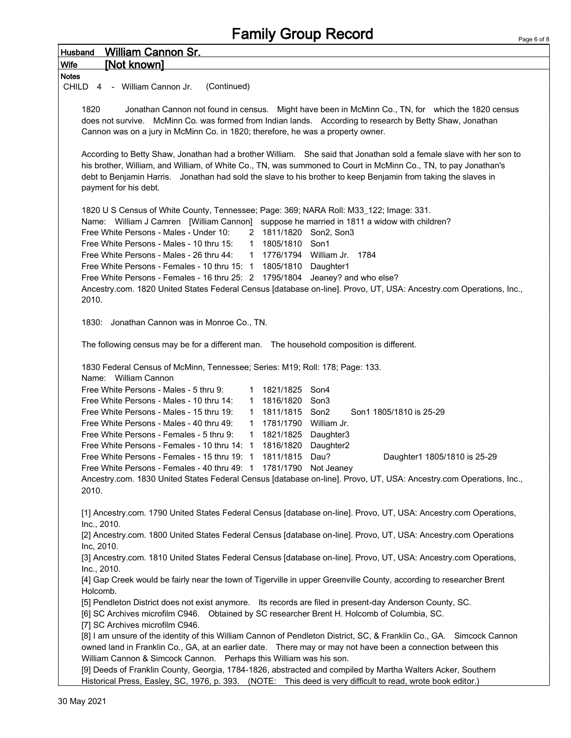# Family Group Record

**Husband** William Cannon Sr.

**Wife** [Not known]

**Notes**

CHILD 4 - William Cannon Jr. (Continued)

1820 Jonathan Cannon not found in census. Might have been in McMinn Co., TN, for which the 1820 census does not survive. McMinn Co. was formed from Indian lands. According to research by Betty Shaw, Jonathan Cannon was on a jury in McMinn Co. in 1820; therefore, he was a property owner.

According to Betty Shaw, Jonathan had a brother William. She said that Jonathan sold a female slave with her son to his brother, William, and William, of White Co., TN, was summoned to Court in McMinn Co., TN, to pay Jonathan's debt to Benjamin Harris. Jonathan had sold the slave to his brother to keep Benjamin from taking the slaves in payment for his debt.

1820 U S Census of White County, Tennessee; Page: 369; NARA Roll: M33_122; Image: 331.
Name: William J Camren [William Cannon] suppose he married in 1811 a widow with children?

| | | | |
|---|---|---|---|
| Free White Persons - Males - Under 10: | 2 | 1811/1820 | Son2, Son3 |
| Free White Persons - Males - 10 thru 15: | 1 | 1805/1810 | Son1 |
| Free White Persons - Males - 26 thru 44: | 1 | 1776/1794 | William Jr. 1784 |
| Free White Persons - Females - 10 thru 15: | 1 | 1805/1810 | Daughter1 |
| Free White Persons - Females - 16 thru 25: | 2 | 1795/1804 | Jeaney? and who else? |

Ancestry.com. 1820 United States Federal Census [database on-line]. Provo, UT, USA: Ancestry.com Operations, Inc., 2010.

1830: Jonathan Cannon was in Monroe Co., TN.

The following census may be for a different man. The household composition is different.

1830 Federal Census of McMinn, Tennessee; Series: M19; Roll: 178; Page: 133.
Name: William Cannon

| | | | | |
|---|---|---|---|---|
| Free White Persons - Males - 5 thru 9: | 1 | 1821/1825 | Son4 | |
| Free White Persons - Males - 10 thru 14: | 1 | 1816/1820 | Son3 | |
| Free White Persons - Males - 15 thru 19: | 1 | 1811/1815 | Son2 | Son1 1805/1810 is 25-29 |
| Free White Persons - Males - 40 thru 49: | 1 | 1781/1790 | William Jr. | |
| Free White Persons - Females - 5 thru 9: | 1 | 1821/1825 | Daughter3 | |
| Free White Persons - Females - 10 thru 14: | 1 | 1816/1820 | Daughter2 | |
| Free White Persons - Females - 15 thru 19: | 1 | 1811/1815 | Dau? | Daughter1 1805/1810 is 25-29 |
| Free White Persons - Females - 40 thru 49: | 1 | 1781/1790 | Not Jeaney | |

Ancestry.com. 1830 United States Federal Census [database on-line]. Provo, UT, USA: Ancestry.com Operations, Inc., 2010.

[1] Ancestry.com. 1790 United States Federal Census [database on-line]. Provo, UT, USA: Ancestry.com Operations, Inc., 2010.
[2] Ancestry.com. 1800 United States Federal Census [database on-line]. Provo, UT, USA: Ancestry.com Operations Inc, 2010.
[3] Ancestry.com. 1810 United States Federal Census [database on-line]. Provo, UT, USA: Ancestry.com Operations, Inc., 2010.
[4] Gap Creek would be fairly near the town of Tigerville in upper Greenville County, according to researcher Brent Holcomb.
[5] Pendleton District does not exist anymore. Its records are filed in present-day Anderson County, SC.
[6] SC Archives microfilm C946. Obtained by SC researcher Brent H. Holcomb of Columbia, SC.
[7] SC Archives microfilm C946.
[8] I am unsure of the identity of this William Cannon of Pendleton District, SC, & Franklin Co., GA. Simcock Cannon owned land in Franklin Co., GA, at an earlier date. There may or may not have been a connection between this William Cannon & Simcock Cannon. Perhaps this William was his son.
[9] Deeds of Franklin County, Georgia, 1784-1826, abstracted and compiled by Martha Walters Acker, Southern Historical Press, Easley, SC, 1976, p. 393. (NOTE: This deed is very difficult to read, wrote book editor.)

30 May 2021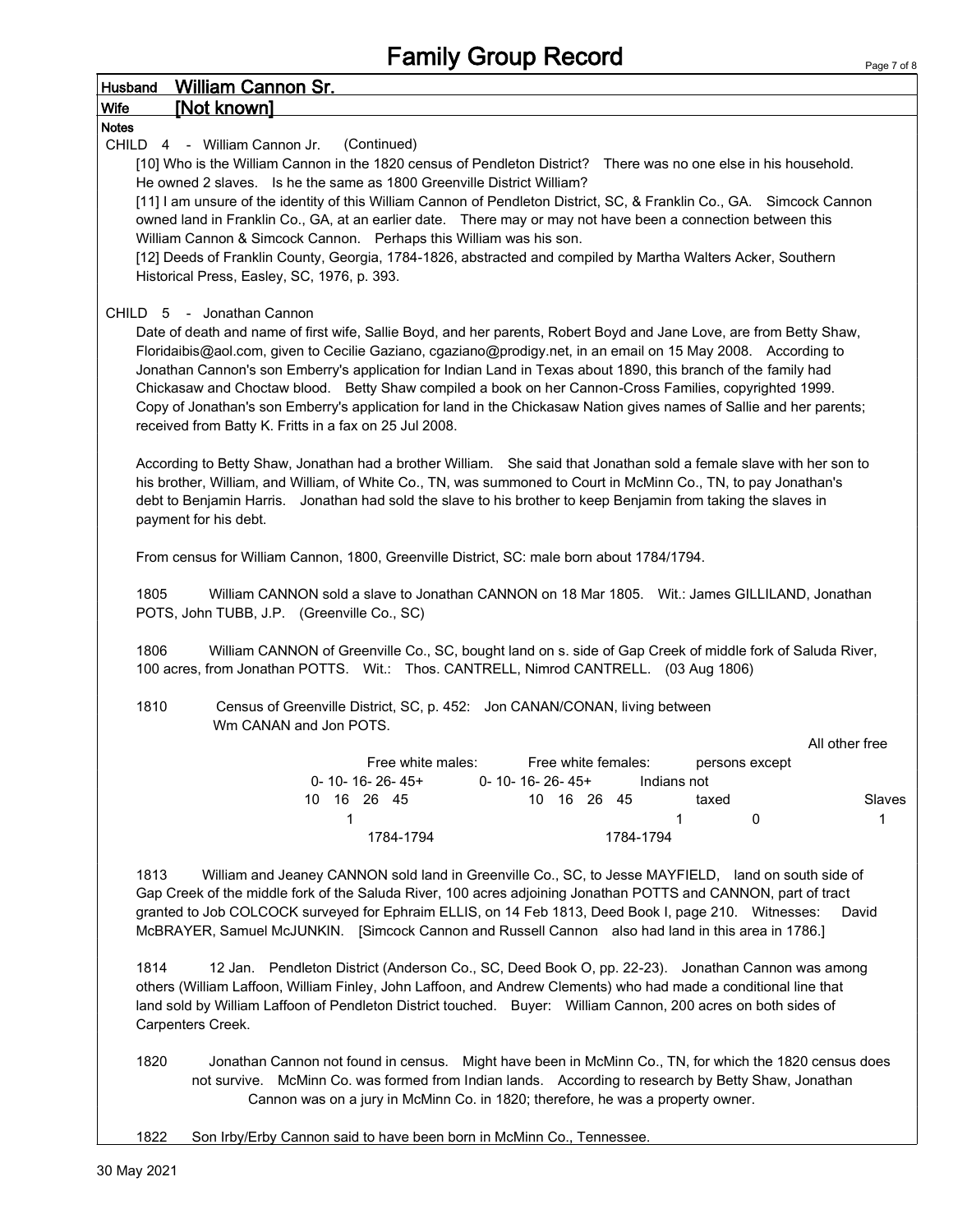# Family Group Record

**Husband** William Cannon Sr.

**Wife** [Not known]

**Notes**

CHILD 4 - William Cannon Jr. (Continued)

[10] Who is the William Cannon in the 1820 census of Pendleton District? There was no one else in his household. He owned 2 slaves. Is he the same as 1800 Greenville District William?

[11] I am unsure of the identity of this William Cannon of Pendleton District, SC, & Franklin Co., GA. Simcock Cannon owned land in Franklin Co., GA, at an earlier date. There may or may not have been a connection between this William Cannon & Simcock Cannon. Perhaps this William was his son.

[12] Deeds of Franklin County, Georgia, 1784-1826, abstracted and compiled by Martha Walters Acker, Southern Historical Press, Easley, SC, 1976, p. 393.

CHILD 5 - Jonathan Cannon

Date of death and name of first wife, Sallie Boyd, and her parents, Robert Boyd and Jane Love, are from Betty Shaw, Floridaibis@aol.com, given to Cecilie Gaziano, cgaziano@prodigy.net, in an email on 15 May 2008. According to Jonathan Cannon's son Emberry's application for Indian Land in Texas about 1890, this branch of the family had Chickasaw and Choctaw blood. Betty Shaw compiled a book on her Cannon-Cross Families, copyrighted 1999. Copy of Jonathan's son Emberry's application for land in the Chickasaw Nation gives names of Sallie and her parents; received from Batty K. Fritts in a fax on 25 Jul 2008.

According to Betty Shaw, Jonathan had a brother William. She said that Jonathan sold a female slave with her son to his brother, William, and William, of White Co., TN, was summoned to Court in McMinn Co., TN, to pay Jonathan's debt to Benjamin Harris. Jonathan had sold the slave to his brother to keep Benjamin from taking the slaves in payment for his debt.

From census for William Cannon, 1800, Greenville District, SC: male born about 1784/1794.

1805 William CANNON sold a slave to Jonathan CANNON on 18 Mar 1805. Wit.: James GILLILAND, Jonathan POTS, John TUBB, J.P. (Greenville Co., SC)

1806 William CANNON of Greenville Co., SC, bought land on s. side of Gap Creek of middle fork of Saluda River, 100 acres, from Jonathan POTTS. Wit.: Thos. CANTRELL, Nimrod CANTRELL. (03 Aug 1806)

1810 Census of Greenville District, SC, p. 452: Jon CANAN/CONAN, living between Wm CANAN and Jon POTS.

| Free white males: 0-10 | 10-16 | 16-26 | 26-45 | 45+ | Free white females: 0-10 | 10-16 | 16-26 | 26-45 | 45+ | All other free persons except Indians not taxed | Slaves |
|---|---|---|---|---|---|---|---|---|---|---|---|
| | | 1 | | | | | 1 | | | 0 | 1 |
| | | 1784-1794 | | | | | 1784-1794 | | | | |

1813 William and Jeaney CANNON sold land in Greenville Co., SC, to Jesse MAYFIELD, land on south side of Gap Creek of the middle fork of the Saluda River, 100 acres adjoining Jonathan POTTS and CANNON, part of tract granted to Job COLCOCK surveyed for Ephraim ELLIS, on 14 Feb 1813, Deed Book I, page 210. Witnesses: David McBRAYER, Samuel McJUNKIN. [Simcock Cannon and Russell Cannon also had land in this area in 1786.]

1814 12 Jan. Pendleton District (Anderson Co., SC, Deed Book O, pp. 22-23). Jonathan Cannon was among others (William Laffoon, William Finley, John Laffoon, and Andrew Clements) who had made a conditional line that land sold by William Laffoon of Pendleton District touched. Buyer: William Cannon, 200 acres on both sides of Carpenters Creek.

1820 Jonathan Cannon not found in census. Might have been in McMinn Co., TN, for which the 1820 census does not survive. McMinn Co. was formed from Indian lands. According to research by Betty Shaw, Jonathan Cannon was on a jury in McMinn Co. in 1820; therefore, he was a property owner.

1822 Son Irby/Erby Cannon said to have been born in McMinn Co., Tennessee.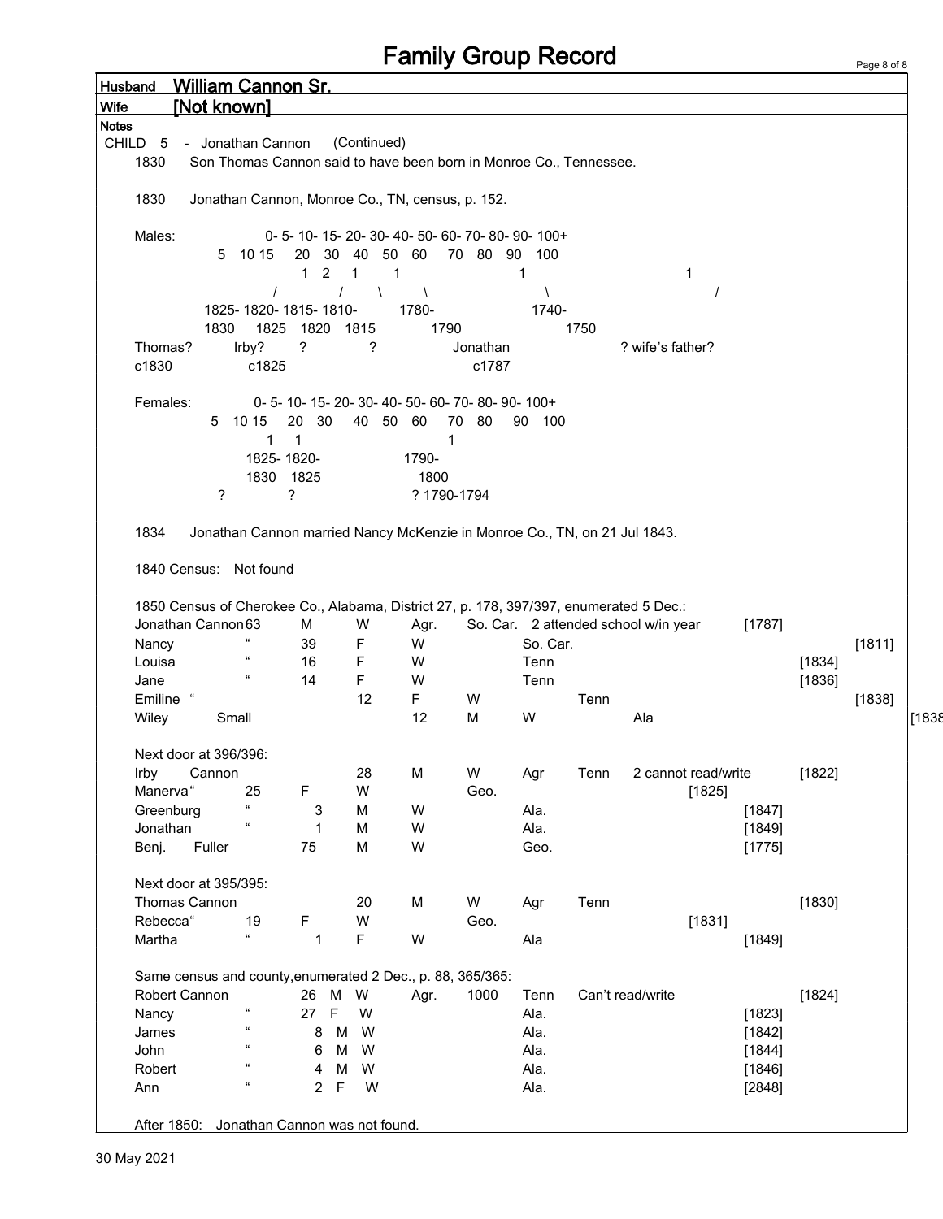# Family Group Record

**Husband** William Cannon Sr.

**Wife** [Not known]

**Notes**

CHILD 5 - Jonathan Cannon (Continued)

1830 Son Thomas Cannon said to have been born in Monroe Co., Tennessee.

1830 Jonathan Cannon, Monroe Co., TN, census, p. 152.

```
Males:              0- 5- 10- 15- 20- 30- 40- 50- 60- 70- 80- 90- 100+
              5   10 15    20  30   40  50  60    70  80  90  100
                        1   2    1      1                   1                    1
                   /          /      \      \                \                   /
          1825- 1820- 1815- 1810-        1780-             1740-
          1830    1825  1820  1815          1790                1750
Thomas?       Irby?    ?          ?               Jonathan                  ? wife's father?
c1830            c1825                                  c1787

Females:            0- 5- 10- 15- 20- 30- 40- 50- 60- 70- 80- 90- 100+
              5   10 15    20  30     40  50  60    70  80    90  100
                    1    1                          1
                 1825- 1820-               1790-
                 1830   1825                 1800
           ?           ?                  ? 1790-1794
```

1834 Jonathan Cannon married Nancy McKenzie in Monroe Co., TN, on 21 Jul 1843.

1840 Census: Not found

1850 Census of Cherokee Co., Alabama, District 27, p. 178, 397/397, enumerated 5 Dec.:

| | | | | | | | | |
|---|---|---|---|---|---|---|---|---|
| Jonathan Cannon | 63 | M | W | Agr. | So. Car. | 2 attended school w/in year | | [1787] |
| Nancy " | 39 | F | W | | So. Car. | | | [1811] |
| Louisa " | 16 | F | W | | Tenn | | | [1834] |
| Jane " | 14 | F | W | | Tenn | | | [1836] |
| Emiline " | 12 | F | W | | Tenn | | | [1838] |
| Wiley Small | 12 | M | W | | Ala | | | [1838 |

Next door at 396/396:

| | | | | | | | | |
|---|---|---|---|---|---|---|---|---|
| Irby Cannon | 28 | M | W | Agr | Tenn | 2 cannot read/write | | [1822] |
| Manerva " | 25 | F | W | | Geo. | | | [1825] |
| Greenburg " | 3 | M | W | | Ala. | | | [1847] |
| Jonathan " | 1 | M | W | | Ala. | | | [1849] |
| Benj. Fuller | 75 | M | W | | Geo. | | | [1775] |

Next door at 395/395:

| | | | | | | | | |
|---|---|---|---|---|---|---|---|---|
| Thomas Cannon | 20 | M | W | Agr | Tenn | | | [1830] |
| Rebecca " | 19 | F | W | | Geo. | | | [1831] |
| Martha " | 1 | F | W | | Ala | | | [1849] |

Same census and county,enumerated 2 Dec., p. 88, 365/365:

| | | | | | | | | |
|---|---|---|---|---|---|---|---|---|
| Robert Cannon | 26 | M | W | Agr. | 1000 | Tenn | Can't read/write | [1824] |
| Nancy " | 27 | F | W | | | Ala. | | [1823] |
| James " | 8 | M | W | | | Ala. | | [1842] |
| John " | 6 | M | W | | | Ala. | | [1844] |
| Robert " | 4 | M | W | | | Ala. | | [1846] |
| Ann " | 2 | F | W | | | Ala. | | [2848] |

After 1850: Jonathan Cannon was not found.

30 May 2021